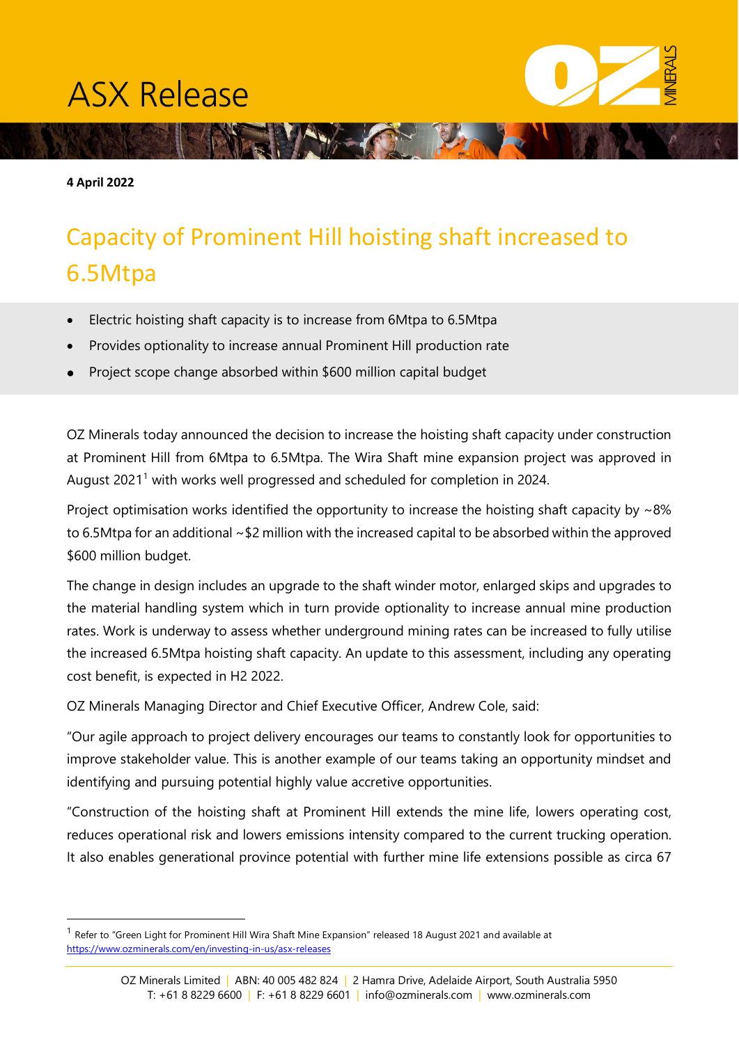ASX Release

**4 April 2022**

# Capacity of Prominent Hill hoisting shaft increased to 6.5Mtpa

- Electric hoisting shaft capacity is to increase from 6Mtpa to 6.5Mtpa
- Provides optionality to increase annual Prominent Hill production rate
- Project scope change absorbed within $600 million capital budget

OZ Minerals today announced the decision to increase the hoisting shaft capacity under construction at Prominent Hill from 6Mtpa to 6.5Mtpa. The Wira Shaft mine expansion project was approved in August 2021[1] with works well progressed and scheduled for completion in 2024.

Project optimisation works identified the opportunity to increase the hoisting shaft capacity by ~8% to 6.5Mtpa for an additional ~$2 million with the increased capital to be absorbed within the approved $600 million budget.

The change in design includes an upgrade to the shaft winder motor, enlarged skips and upgrades to the material handling system which in turn provide optionality to increase annual mine production rates. Work is underway to assess whether underground mining rates can be increased to fully utilise the increased 6.5Mtpa hoisting shaft capacity. An update to this assessment, including any operating cost benefit, is expected in H2 2022.

OZ Minerals Managing Director and Chief Executive Officer, Andrew Cole, said:

"Our agile approach to project delivery encourages our teams to constantly look for opportunities to improve stakeholder value. This is another example of our teams taking an opportunity mindset and identifying and pursuing potential highly value accretive opportunities.

"Construction of the hoisting shaft at Prominent Hill extends the mine life, lowers operating cost, reduces operational risk and lowers emissions intensity compared to the current trucking operation. It also enables generational province potential with further mine life extensions possible as circa 67

---

[1] Refer to "Green Light for Prominent Hill Wira Shaft Mine Expansion" released 18 August 2021 and available at https://www.ozminerals.com/en/investing-in-us/asx-releases

OZ Minerals Limited | ABN: 40 005 482 824 | 2 Hamra Drive, Adelaide Airport, South Australia 5950
T: +61 8 8229 6600 | F: +61 8 8229 6601 | info@ozminerals.com | www.ozminerals.com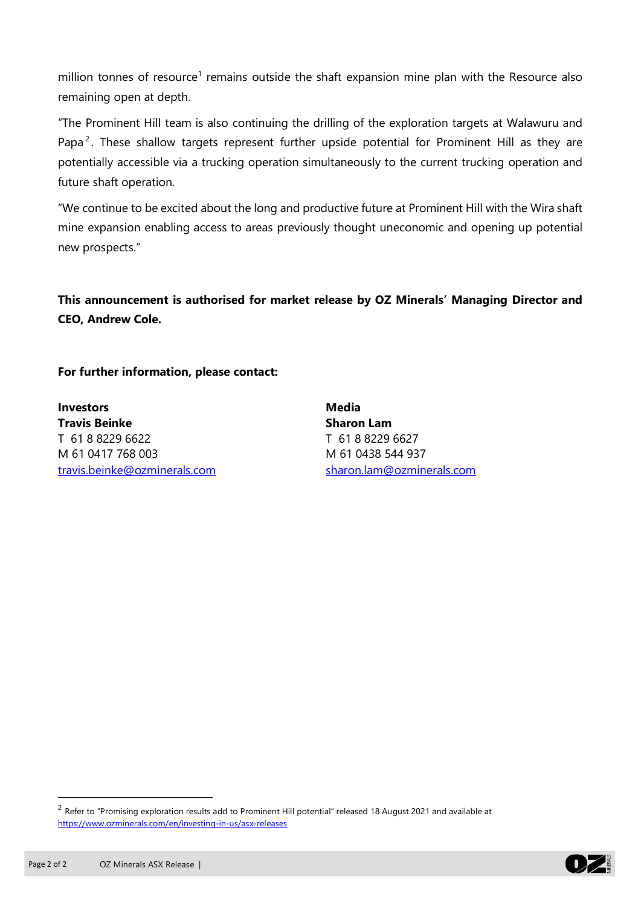million tonnes of resource[1] remains outside the shaft expansion mine plan with the Resource also remaining open at depth.

"The Prominent Hill team is also continuing the drilling of the exploration targets at Walawuru and Papa[2]. These shallow targets represent further upside potential for Prominent Hill as they are potentially accessible via a trucking operation simultaneously to the current trucking operation and future shaft operation.

"We continue to be excited about the long and productive future at Prominent Hill with the Wira shaft mine expansion enabling access to areas previously thought uneconomic and opening up potential new prospects."

**This announcement is authorised for market release by OZ Minerals' Managing Director and CEO, Andrew Cole.**

**For further information, please contact:**

**Investors**
**Travis Beinke**
T 61 8 8229 6622
M 61 0417 768 003
travis.beinke@ozminerals.com

**Media**
**Sharon Lam**
T 61 8 8229 6627
M 61 0438 544 937
sharon.lam@ozminerals.com

[2] Refer to "Promising exploration results add to Prominent Hill potential" released 18 August 2021 and available at https://www.ozminerals.com/en/investing-in-us/asx-releases